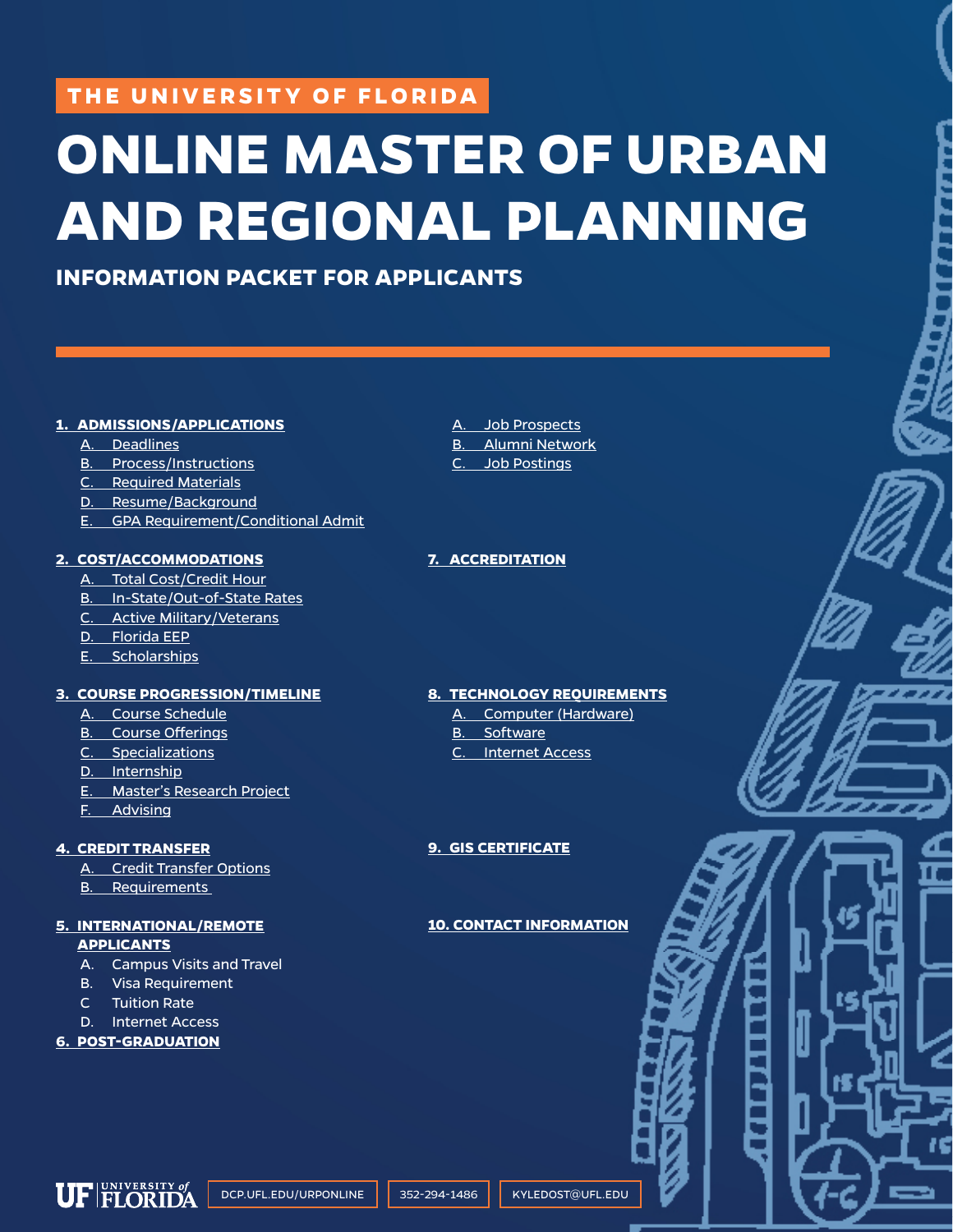THE UNIVERSITY OF FLORIDA

# ONLINE MASTER OF URBAN AND REGIONAL PLANNING

## INFORMATION PACKET FOR APPLICANTS

**1. ADMISSIONS/APPLICATIONS**
- A. Deadlines
- B. Process/Instructions
- C. Required Materials
- D. Resume/Background
- E. GPA Requirement/Conditional Admit

**2. COST/ACCOMMODATIONS**
- A. Total Cost/Credit Hour
- B. In-State/Out-of-State Rates
- C. Active Military/Veterans
- D. Florida EEP
- E. Scholarships

**3. COURSE PROGRESSION/TIMELINE**
- A. Course Schedule
- B. Course Offerings
- C. Specializations
- D. Internship
- E. Master's Research Project
- F. Advising

**4. CREDIT TRANSFER**
- A. Credit Transfer Options
- B. Requirements

**5. INTERNATIONAL/REMOTE APPLICANTS**
- A. Campus Visits and Travel
- B. Visa Requirement
- C Tuition Rate
- D. Internet Access

**6. POST-GRADUATION**
- A. Job Prospects
- B. Alumni Network
- C. Job Postings

**7. ACCREDITATION**

**8. TECHNOLOGY REQUIREMENTS**
- A. Computer (Hardware)
- B. Software
- C. Internet Access

**9. GIS CERTIFICATE**

**10. CONTACT INFORMATION**

UF | UNIVERSITY of FLORIDA | DCP.UFL.EDU/URPONLINE | 352-294-1486 | KYLEDOST@UFL.EDU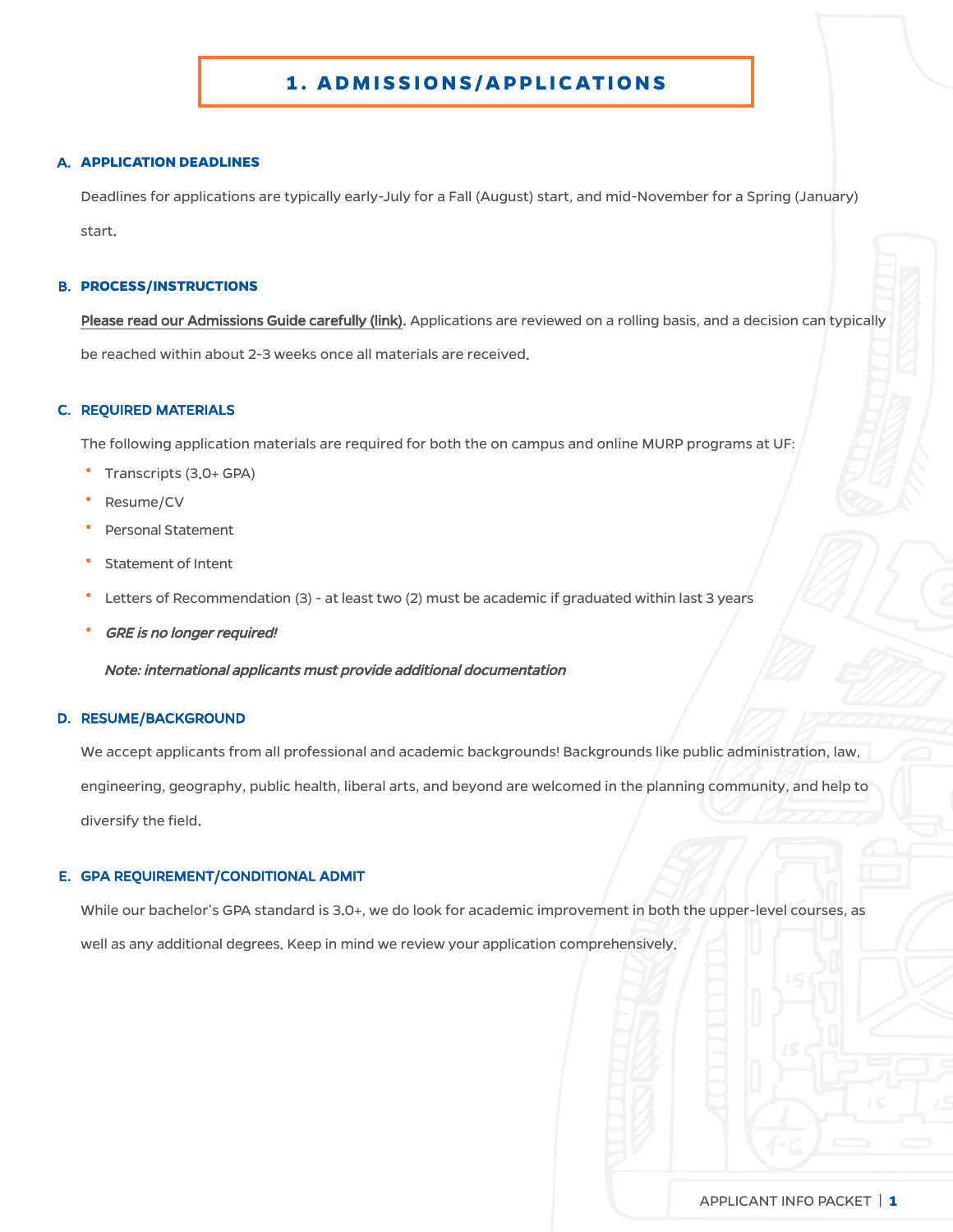# 1. ADMISSIONS/APPLICATIONS

## A. APPLICATION DEADLINES

Deadlines for applications are typically early-July for a Fall (August) start, and mid-November for a Spring (January) start.

## B. PROCESS/INSTRUCTIONS

**Please read our Admissions Guide carefully (link).** Applications are reviewed on a rolling basis, and a decision can typically be reached within about 2-3 weeks once all materials are received.

## C. REQUIRED MATERIALS

The following application materials are required for both the on campus and online MURP programs at UF:

- Transcripts (3.0+ GPA)
- Resume/CV
- Personal Statement
- Statement of Intent
- Letters of Recommendation (3) - at least two (2) must be academic if graduated within last 3 years
- ***GRE is no longer required!***

***Note: international applicants must provide additional documentation***

## D. RESUME/BACKGROUND

We accept applicants from all professional and academic backgrounds! Backgrounds like public administration, law, engineering, geography, public health, liberal arts, and beyond are welcomed in the planning community, and help to diversify the field.

## E. GPA REQUIREMENT/CONDITIONAL ADMIT

While our bachelor's GPA standard is 3.0+, we do look for academic improvement in both the upper-level courses, as well as any additional degrees. Keep in mind we review your application comprehensively.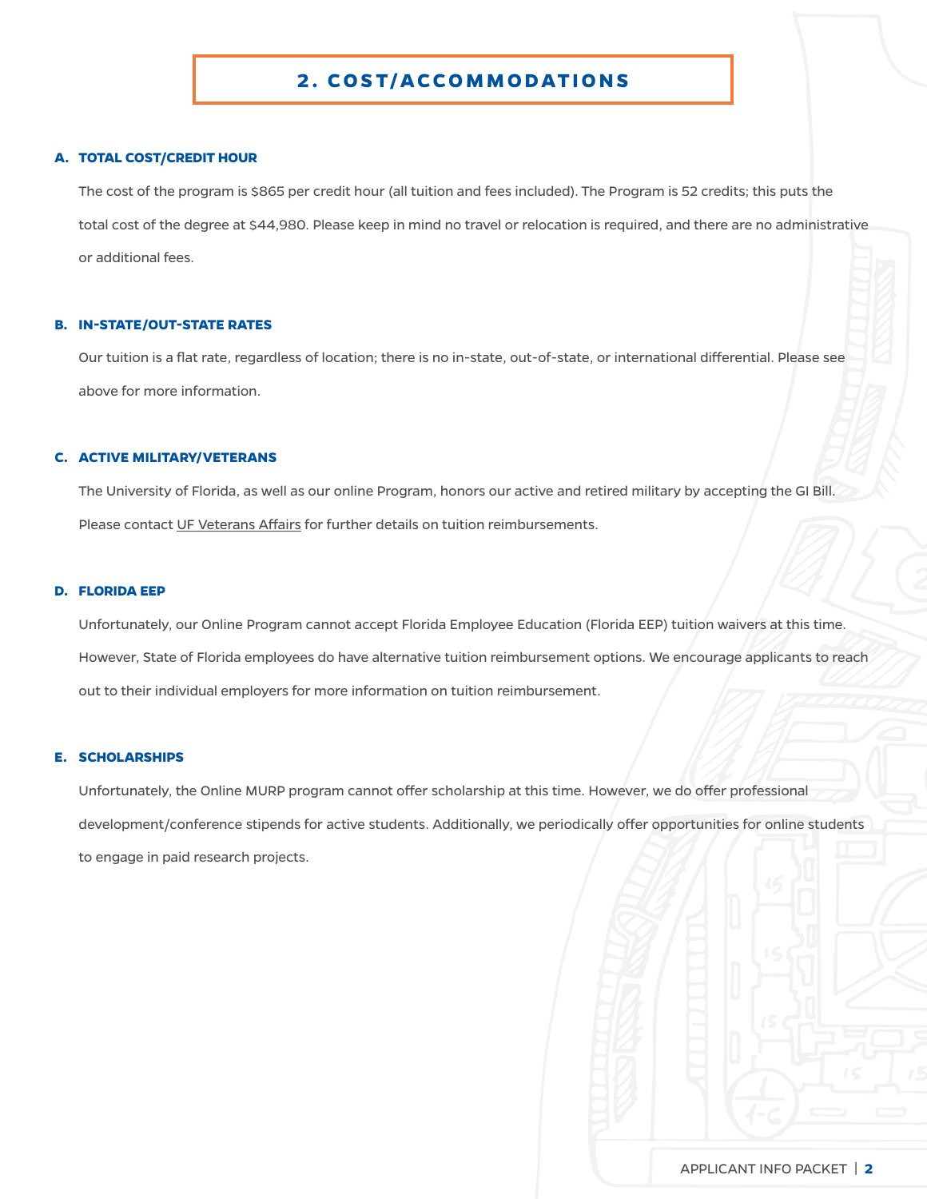## 2. COST/ACCOMMODATIONS

### A. TOTAL COST/CREDIT HOUR

The cost of the program is $865 per credit hour (all tuition and fees included). The Program is 52 credits; this puts the total cost of the degree at $44,980. Please keep in mind no travel or relocation is required, and there are no administrative or additional fees.

### B. IN-STATE/OUT-STATE RATES

Our tuition is a flat rate, regardless of location; there is no in-state, out-of-state, or international differential. Please see above for more information.

### C. ACTIVE MILITARY/VETERANS

The University of Florida, as well as our online Program, honors our active and retired military by accepting the GI Bill. Please contact UF Veterans Affairs for further details on tuition reimbursements.

### D. FLORIDA EEP

Unfortunately, our Online Program cannot accept Florida Employee Education (Florida EEP) tuition waivers at this time. However, State of Florida employees do have alternative tuition reimbursement options. We encourage applicants to reach out to their individual employers for more information on tuition reimbursement.

### E. SCHOLARSHIPS

Unfortunately, the Online MURP program cannot offer scholarship at this time. However, we do offer professional development/conference stipends for active students. Additionally, we periodically offer opportunities for online students to engage in paid research projects.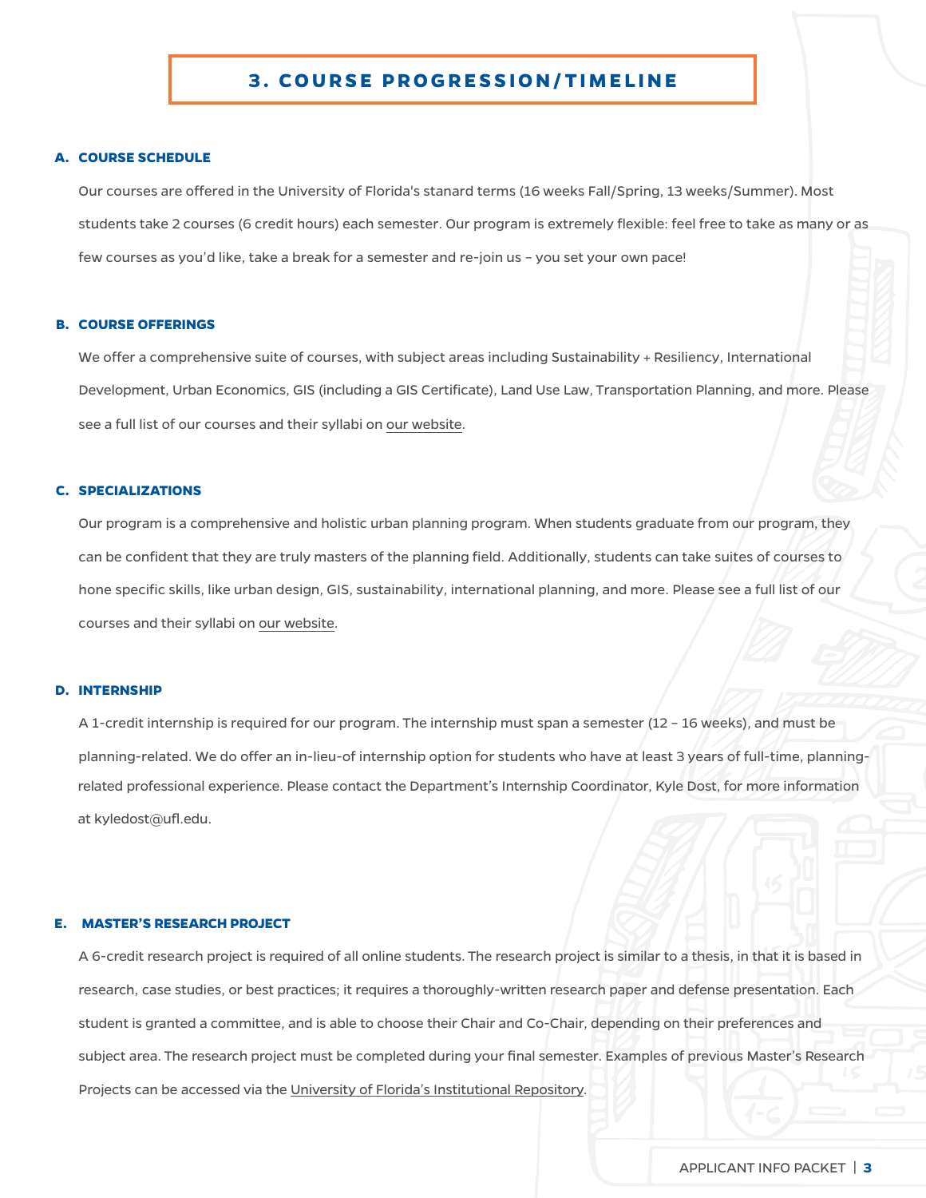# 3. COURSE PROGRESSION/TIMELINE

### A. COURSE SCHEDULE

Our courses are offered in the University of Florida's stanard terms (16 weeks Fall/Spring, 13 weeks/Summer). Most students take 2 courses (6 credit hours) each semester. Our program is extremely flexible: feel free to take as many or as few courses as you'd like, take a break for a semester and re-join us – you set your own pace!

### B. COURSE OFFERINGS

We offer a comprehensive suite of courses, with subject areas including Sustainability + Resiliency, International Development, Urban Economics, GIS (including a GIS Certificate), Land Use Law, Transportation Planning, and more. Please see a full list of our courses and their syllabi on our website.

### C. SPECIALIZATIONS

Our program is a comprehensive and holistic urban planning program. When students graduate from our program, they can be confident that they are truly masters of the planning field. Additionally, students can take suites of courses to hone specific skills, like urban design, GIS, sustainability, international planning, and more. Please see a full list of our courses and their syllabi on our website.

### D. INTERNSHIP

A 1-credit internship is required for our program. The internship must span a semester (12 – 16 weeks), and must be planning-related. We do offer an in-lieu-of internship option for students who have at least 3 years of full-time, planning-related professional experience. Please contact the Department's Internship Coordinator, Kyle Dost, for more information at kyledost@ufl.edu.

### E. MASTER'S RESEARCH PROJECT

A 6-credit research project is required of all online students. The research project is similar to a thesis, in that it is based in research, case studies, or best practices; it requires a thoroughly-written research paper and defense presentation. Each student is granted a committee, and is able to choose their Chair and Co-Chair, depending on their preferences and subject area. The research project must be completed during your final semester. Examples of previous Master's Research Projects can be accessed via the University of Florida's Institutional Repository.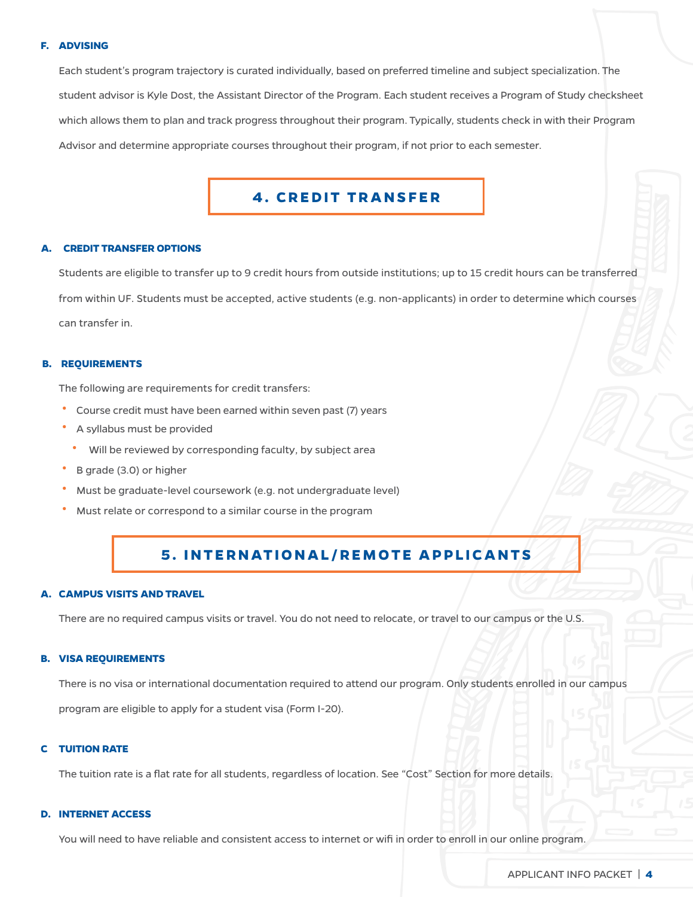### F. ADVISING

Each student's program trajectory is curated individually, based on preferred timeline and subject specialization. The student advisor is Kyle Dost, the Assistant Director of the Program. Each student receives a Program of Study checksheet which allows them to plan and track progress throughout their program. Typically, students check in with their Program Advisor and determine appropriate courses throughout their program, if not prior to each semester.

## 4. CREDIT TRANSFER

### A. CREDIT TRANSFER OPTIONS

Students are eligible to transfer up to 9 credit hours from outside institutions; up to 15 credit hours can be transferred from within UF. Students must be accepted, active students (e.g. non-applicants) in order to determine which courses can transfer in.

### B. REQUIREMENTS

The following are requirements for credit transfers:

- Course credit must have been earned within seven past (7) years
- A syllabus must be provided
  - Will be reviewed by corresponding faculty, by subject area
- B grade (3.0) or higher
- Must be graduate-level coursework (e.g. not undergraduate level)
- Must relate or correspond to a similar course in the program

## 5. INTERNATIONAL/REMOTE APPLICANTS

### A. CAMPUS VISITS AND TRAVEL

There are no required campus visits or travel. You do not need to relocate, or travel to our campus or the U.S.

### B. VISA REQUIREMENTS

There is no visa or international documentation required to attend our program. Only students enrolled in our campus program are eligible to apply for a student visa (Form I-20).

### C TUITION RATE

The tuition rate is a flat rate for all students, regardless of location. See "Cost" Section for more details.

### D. INTERNET ACCESS

You will need to have reliable and consistent access to internet or wifi in order to enroll in our online program.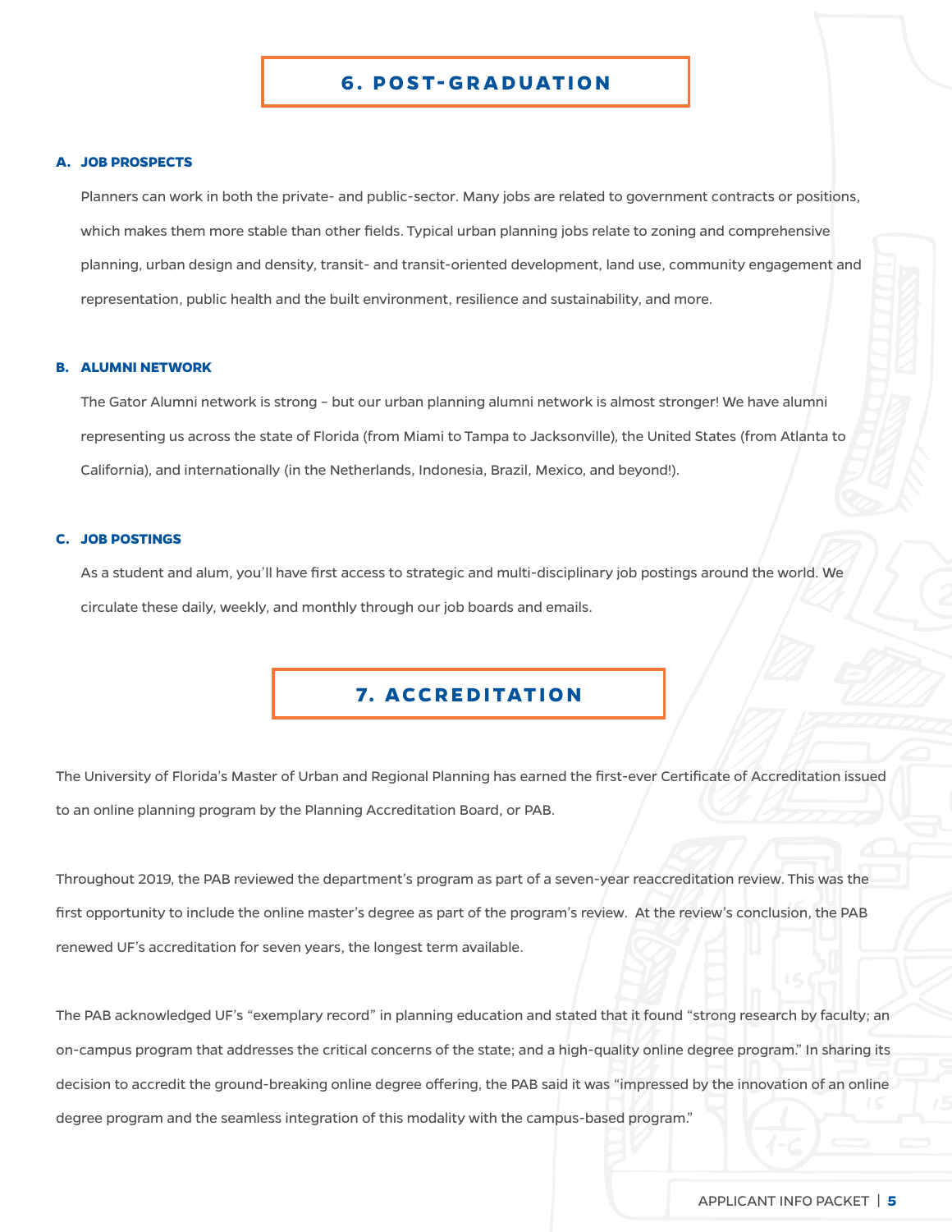# 6. POST-GRADUATION

### A. JOB PROSPECTS

Planners can work in both the private- and public-sector. Many jobs are related to government contracts or positions, which makes them more stable than other fields. Typical urban planning jobs relate to zoning and comprehensive planning, urban design and density, transit- and transit-oriented development, land use, community engagement and representation, public health and the built environment, resilience and sustainability, and more.

### B. ALUMNI NETWORK

The Gator Alumni network is strong – but our urban planning alumni network is almost stronger! We have alumni representing us across the state of Florida (from Miami to Tampa to Jacksonville), the United States (from Atlanta to California), and internationally (in the Netherlands, Indonesia, Brazil, Mexico, and beyond!).

### C. JOB POSTINGS

As a student and alum, you'll have first access to strategic and multi-disciplinary job postings around the world. We circulate these daily, weekly, and monthly through our job boards and emails.

# 7. ACCREDITATION

The University of Florida's Master of Urban and Regional Planning has earned the first-ever Certificate of Accreditation issued to an online planning program by the Planning Accreditation Board, or PAB.

Throughout 2019, the PAB reviewed the department's program as part of a seven-year reaccreditation review. This was the first opportunity to include the online master's degree as part of the program's review. At the review's conclusion, the PAB renewed UF's accreditation for seven years, the longest term available.

The PAB acknowledged UF's "exemplary record" in planning education and stated that it found "strong research by faculty; an on-campus program that addresses the critical concerns of the state; and a high-quality online degree program." In sharing its decision to accredit the ground-breaking online degree offering, the PAB said it was "impressed by the innovation of an online degree program and the seamless integration of this modality with the campus-based program."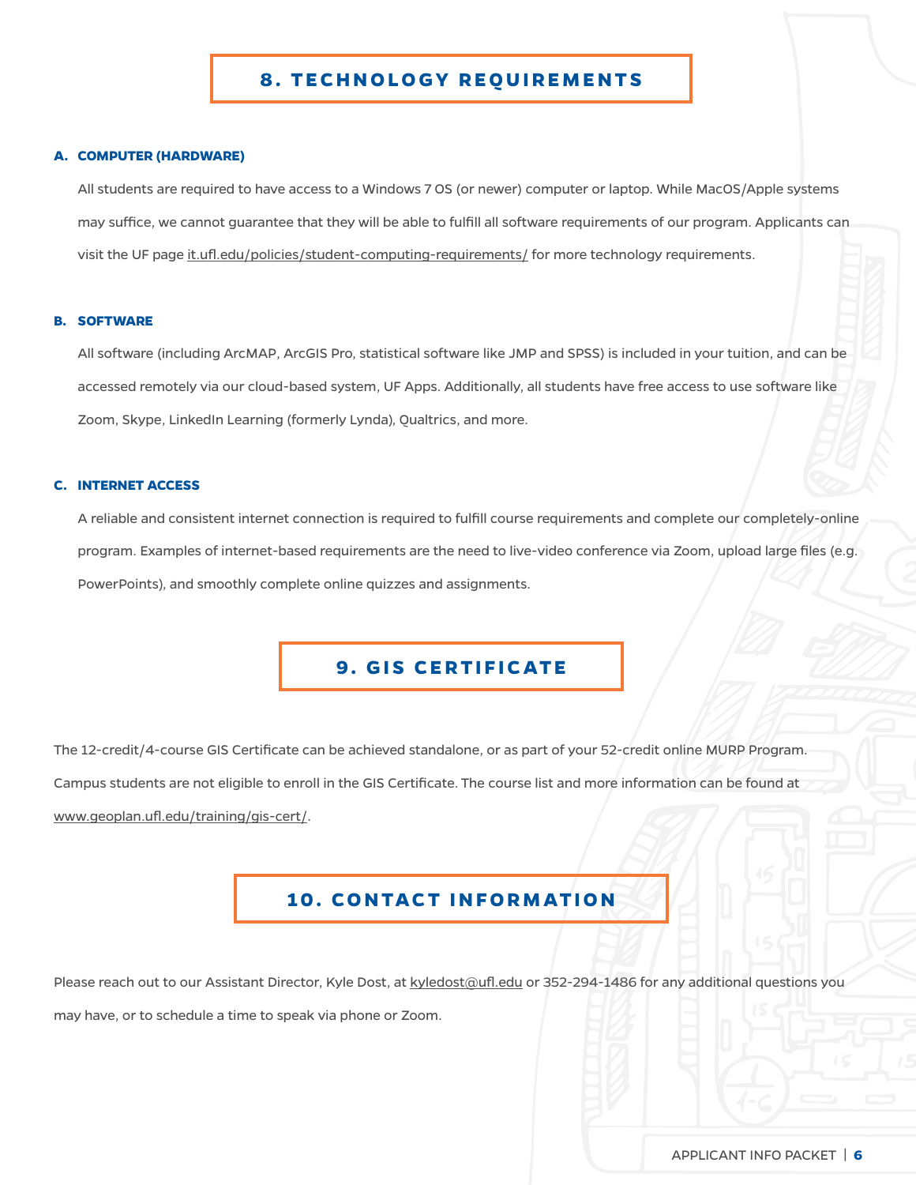## 8. TECHNOLOGY REQUIREMENTS

### A. COMPUTER (HARDWARE)

All students are required to have access to a Windows 7 OS (or newer) computer or laptop. While MacOS/Apple systems may suffice, we cannot guarantee that they will be able to fulfill all software requirements of our program. Applicants can visit the UF page it.ufl.edu/policies/student-computing-requirements/ for more technology requirements.

### B. SOFTWARE

All software (including ArcMAP, ArcGIS Pro, statistical software like JMP and SPSS) is included in your tuition, and can be accessed remotely via our cloud-based system, UF Apps. Additionally, all students have free access to use software like Zoom, Skype, LinkedIn Learning (formerly Lynda), Qualtrics, and more.

### C. INTERNET ACCESS

A reliable and consistent internet connection is required to fulfill course requirements and complete our completely-online program. Examples of internet-based requirements are the need to live-video conference via Zoom, upload large files (e.g. PowerPoints), and smoothly complete online quizzes and assignments.

## 9. GIS CERTIFICATE

The 12-credit/4-course GIS Certificate can be achieved standalone, or as part of your 52-credit online MURP Program. Campus students are not eligible to enroll in the GIS Certificate. The course list and more information can be found at www.geoplan.ufl.edu/training/gis-cert/.

## 10. CONTACT INFORMATION

Please reach out to our Assistant Director, Kyle Dost, at kyledost@ufl.edu or 352-294-1486 for any additional questions you may have, or to schedule a time to speak via phone or Zoom.